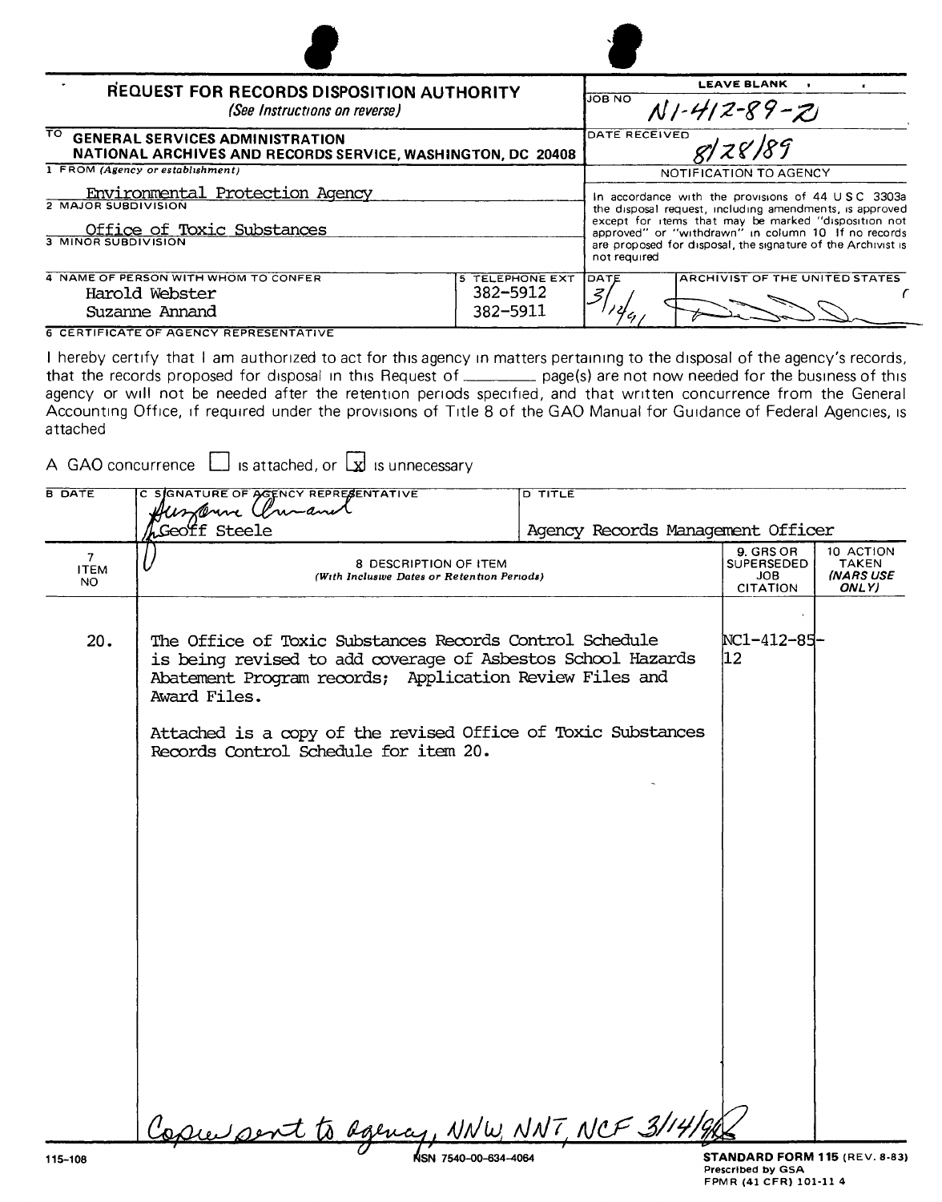# REQUEST FOR RECORDS DISPOSITION AUTHORITY

*(See Instructions on reverse)*

| | |
|---|---|
| **TO** GENERAL SERVICES ADMINISTRATION NATIONAL ARCHIVES AND RECORDS SERVICE, WASHINGTON, DC 20408 | **LEAVE BLANK** JOB NO N1-412-89-2 |
| | DATE RECEIVED 8/28/89 |
| 1 FROM *(Agency or establishment)* Environmental Protection Agency | NOTIFICATION TO AGENCY |
| 2 MAJOR SUBDIVISION Office of Toxic Substances | In accordance with the provisions of 44 U S C 3303a the disposal request, including amendments, is approved except for items that may be marked "disposition not approved" or "withdrawn" in column 10 If no records are proposed for disposal, the signature of the Archivist is not required |
| 3 MINOR SUBDIVISION | |
| 4 NAME OF PERSON WITH WHOM TO CONFER: Harold Webster, Suzanne Annand — 5 TELEPHONE EXT: 382-5912, 382-5911 | DATE 3/14/91 — ARCHIVIST OF THE UNITED STATES [signature] |

**6 CERTIFICATE OF AGENCY REPRESENTATIVE**

I hereby certify that I am authorized to act for this agency in matters pertaining to the disposal of the agency's records, that the records proposed for disposal in this Request of ________ page(s) are not now needed for the business of this agency or will not be needed after the retention periods specified, and that written concurrence from the General Accounting Office, if required under the provisions of Title 8 of the GAO Manual for Guidance of Federal Agencies, is attached

A GAO concurrence ☐ is attached, or ☒ is unnecessary

| B DATE | C SIGNATURE OF AGENCY REPRESENTATIVE | D TITLE |
|---|---|---|
| | Suzanne Annand / Geoff Steele | Agency Records Management Officer |

| 7 ITEM NO | 8 DESCRIPTION OF ITEM *(With Inclusive Dates or Retention Periods)* | 9. GRS OR SUPERSEDED JOB CITATION | 10 ACTION TAKEN *(NARS USE ONLY)* |
|---|---|---|---|
| 20. | The Office of Toxic Substances Records Control Schedule is being revised to add coverage of Asbestos School Hazards Abatement Program records; Application Review Files and Award Files.<br><br>Attached is a copy of the revised Office of Toxic Substances Records Control Schedule for item 20. | NC1-412-85-12 | |

Copy sent to agency, NNW, NNT, NCF 3/14/91

115-108 NSN 7540-00-634-4064 **STANDARD FORM 115** (REV. 8-83) Prescribed by GSA FPMR (41 CFR) 101-11 4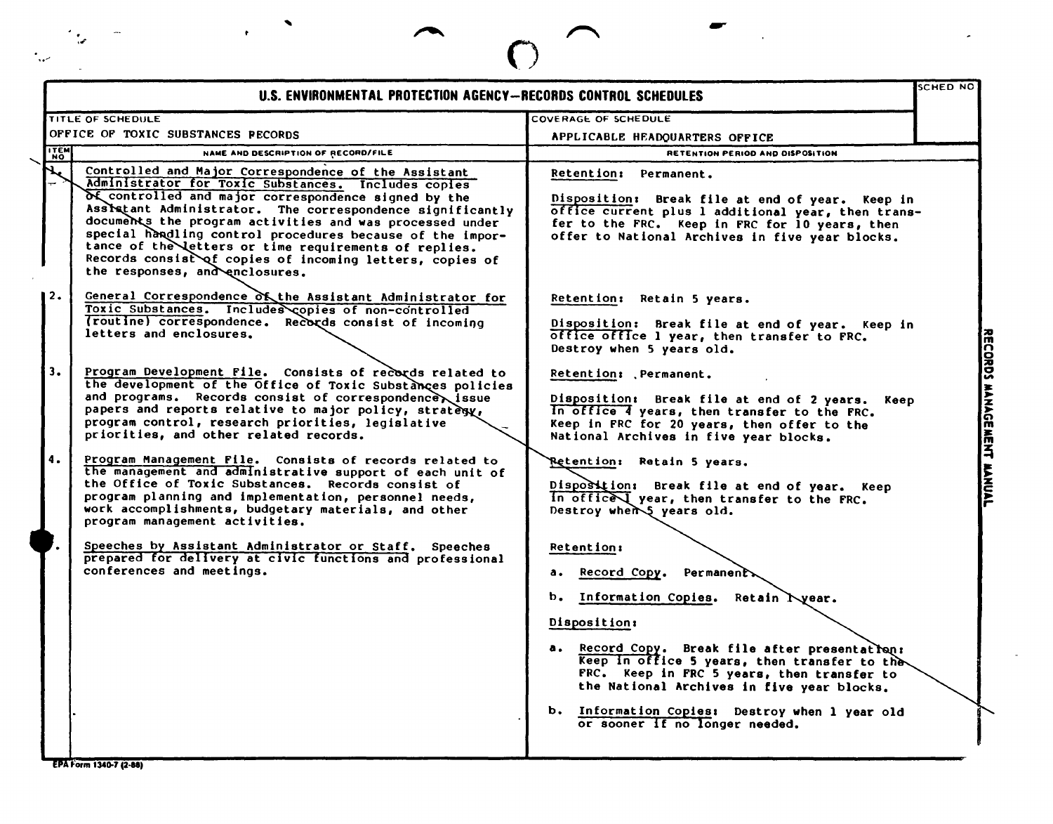# U.S. ENVIRONMENTAL PROTECTION AGENCY—RECORDS CONTROL SCHEDULES

SCHED NO

| TITLE OF SCHEDULE | COVERAGE OF SCHEDULE |
| --- | --- |
| OFFICE OF TOXIC SUBSTANCES RECORDS | APPLICABLE HEADQUARTERS OFFICE |

| ITEM NO | NAME AND DESCRIPTION OF RECORD/FILE | RETENTION PERIOD AND DISPOSITION |
| --- | --- | --- |
| 1. | Controlled and Major Correspondence of the Assistant Administrator for Toxic Substances. Includes copies of controlled and major correspondence signed by the Assistant Administrator. The correspondence significantly documents the program activities and was processed under special handling control procedures because of the importance of the letters or time requirements of replies. Records consist of copies of incoming letters, copies of the responses, and enclosures. | Retention: Permanent.<br><br>Disposition: Break file at end of year. Keep in office current plus 1 additional year, then transfer to the FRC. Keep in FRC for 10 years, then offer to National Archives in five year blocks. |
| 2. | General Correspondence of the Assistant Administrator for Toxic Substances. Includes copies of non-controlled (routine) correspondence. Records consist of incoming letters and enclosures. | Retention: Retain 5 years.<br><br>Disposition: Break file at end of year. Keep in office office 1 year, then transfer to FRC. Destroy when 5 years old. |
| 3. | Program Development File. Consists of records related to the development of the Office of Toxic Substances policies and programs. Records consist of correspondence, issue papers and reports relative to major policy, strategy, program control, research priorities, legislative priorities, and other related records. | Retention: Permanent.<br><br>Disposition: Break file at end of 2 years. Keep in office 4 years, then transfer to the FRC. Keep in FRC for 20 years, then offer to the National Archives in five year blocks. |
| 4. | Program Management File. Consists of records related to the management and administrative support of each unit of the Office of Toxic Substances. Records consist of program planning and implementation, personnel needs, work accomplishments, budgetary materials, and other program management activities. | Retention: Retain 5 years.<br><br>Disposition: Break file at end of year. Keep in office 1 year, then transfer to the FRC. Destroy when 5 years old. |
| 5. | Speeches by Assistant Administrator or Staff. Speeches prepared for delivery at civic functions and professional conferences and meetings. | Retention:<br><br>a. Record Copy. Permanent.<br><br>b. Information Copies. Retain 1 year.<br><br>Disposition:<br><br>a. Record Copy. Break file after presentation: Keep in office 5 years, then transfer to the FRC. Keep in FRC 5 years, then transfer to the National Archives in five year blocks.<br><br>b. Information Copies: Destroy when 1 year old or sooner if no longer needed. |

EPA Form 1340-7 (2-88)

RECORDS MANAGEMENT MANUAL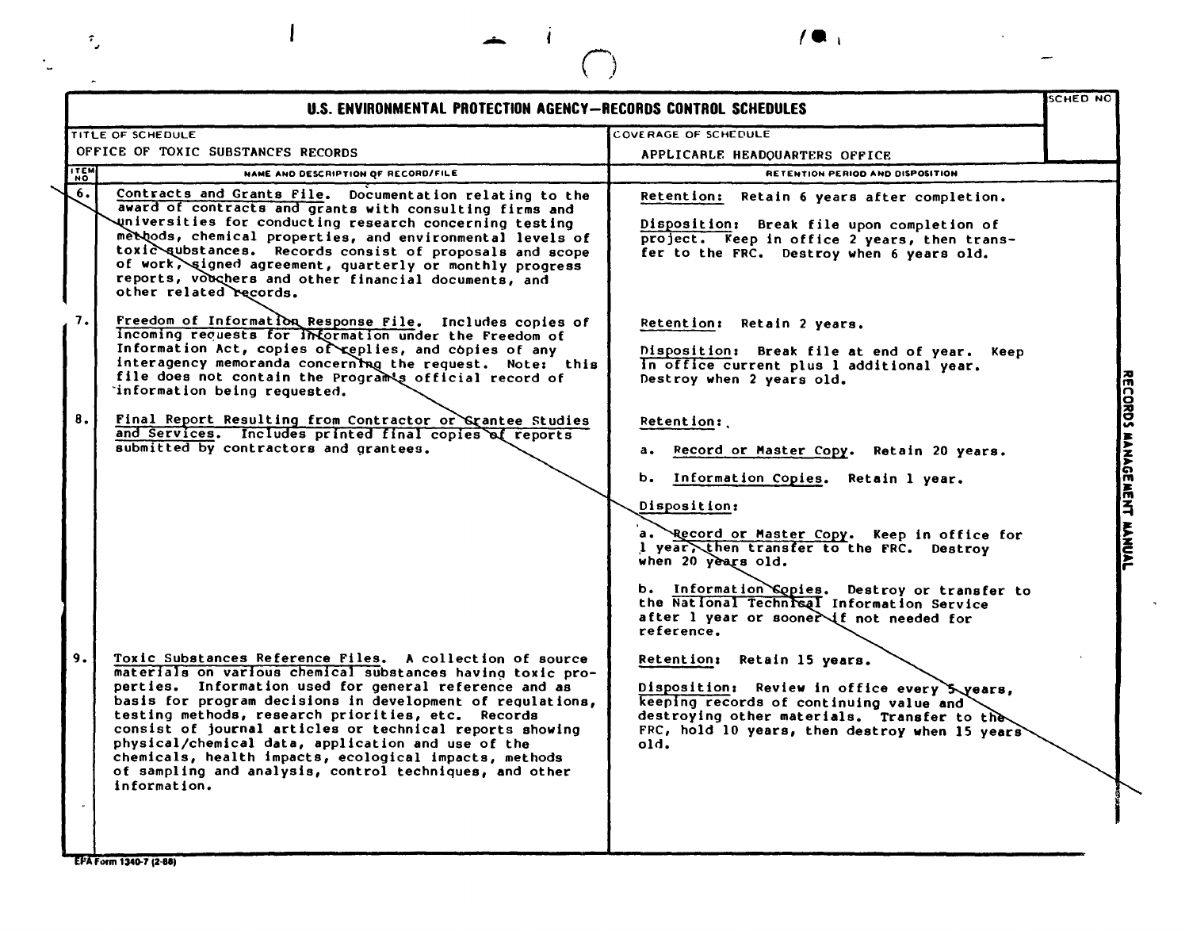# U.S. ENVIRONMENTAL PROTECTION AGENCY—RECORDS CONTROL SCHEDULES

| TITLE OF SCHEDULE | COVERAGE OF SCHEDULE | SCHED NO |
|---|---|---|
| OFFICE OF TOXIC SUBSTANCES RECORDS | APPLICABLE HEADQUARTERS OFFICE | |

| ITEM NO | NAME AND DESCRIPTION OF RECORD/FILE | RETENTION PERIOD AND DISPOSITION |
|---|---|---|
| 6. | Contracts and Grants File. Documentation relating to the award of contracts and grants with consulting firms and universities for conducting research concerning testing methods, chemical properties, and environmental levels of toxic substances. Records consist of proposals and scope of work, signed agreement, quarterly or monthly progress reports, vouchers and other financial documents, and other related records. | Retention: Retain 6 years after completion.<br><br>Disposition: Break file upon completion of project. Keep in office 2 years, then transfer to the FRC. Destroy when 6 years old. |
| 7. | Freedom of Information Response File. Includes copies of incoming requests for information under the Freedom of Information Act, copies of replies, and copies of any interagency memoranda concerning the request. Note: this file does not contain the Program's official record of information being requested. | Retention: Retain 2 years.<br><br>Disposition: Break file at end of year. Keep in office current plus 1 additional year. Destroy when 2 years old. |
| 8. | Final Report Resulting from Contractor or Grantee Studies and Services. Includes printed final copies of reports submitted by contractors and grantees. | Retention:<br><br>a. Record or Master Copy. Retain 20 years.<br><br>b. Information Copies. Retain 1 year.<br><br>Disposition:<br><br>a. Record or Master Copy. Keep in office for 1 year, then transfer to the FRC. Destroy when 20 years old.<br><br>b. Information Copies. Destroy or transfer to the National Technical Information Service after 1 year or sooner if not needed for reference. |
| 9. | Toxic Substances Reference Files. A collection of source materials on various chemical substances having toxic properties. Information used for general reference and as basis for program decisions in development of regulations, testing methods, research priorities, etc. Records consist of journal articles or technical reports showing physical/chemical data, application and use of the chemicals, health impacts, ecological impacts, methods of sampling and analysis, control techniques, and other information. | Retention: Retain 15 years.<br><br>Disposition: Review in office every 5 years, keeping records of continuing value and destroying other materials. Transfer to the FRC, hold 10 years, then destroy when 15 years old. |

EPA Form 1340-7 (2-88)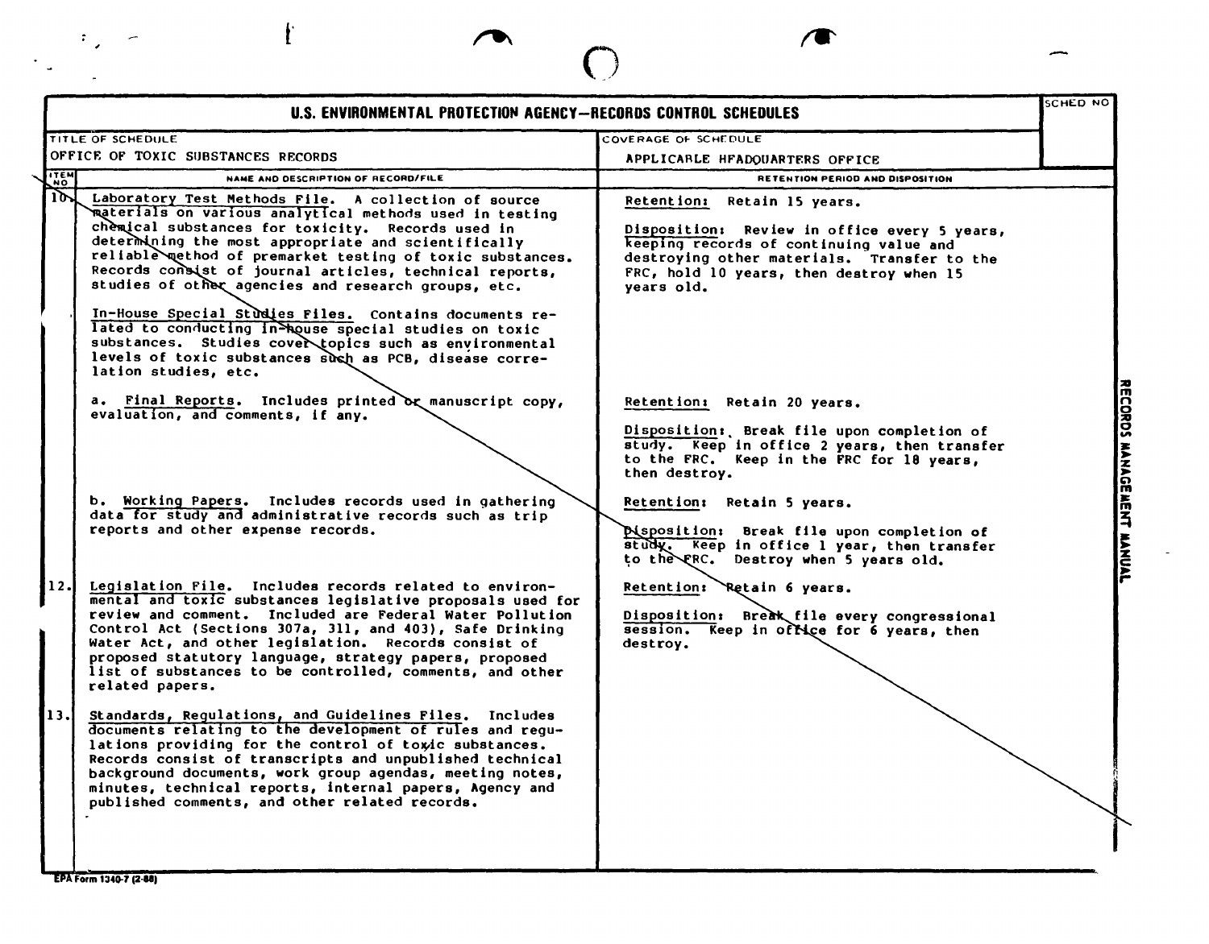# U.S. ENVIRONMENTAL PROTECTION AGENCY—RECORDS CONTROL SCHEDULES

| TITLE OF SCHEDULE | COVERAGE OF SCHEDULE | SCHED NO |
|---|---|---|
| OFFICE OF TOXIC SUBSTANCES RECORDS | APPLICABLE HEADQUARTERS OFFICE | |

| ITEM NO | NAME AND DESCRIPTION OF RECORD/FILE | RETENTION PERIOD AND DISPOSITION |
|---|---|---|
| 10. | Laboratory Test Methods File. A collection of source materials on various analytical methods used in testing chemical substances for toxicity. Records used in determining the most appropriate and scientifically reliable method of premarket testing of toxic substances. Records consist of journal articles, technical reports, studies of other agencies and research groups, etc. | Retention: Retain 15 years.<br><br>Disposition: Review in office every 5 years, keeping records of continuing value and destroying other materials. Transfer to the FRC, hold 10 years, then destroy when 15 years old. |
| | In-House Special Studies Files. Contains documents related to conducting in-house special studies on toxic substances. Studies cover topics such as environmental levels of toxic substances such as PCB, disease correlation studies, etc. | |
| | a. Final Reports. Includes printed or manuscript copy, evaluation, and comments, if any. | Retention: Retain 20 years.<br><br>Disposition: Break file upon completion of study. Keep in office 2 years, then transfer to the FRC. Keep in the FRC for 18 years, then destroy. |
| | b. Working Papers. Includes records used in gathering data for study and administrative records such as trip reports and other expense records. | Retention: Retain 5 years.<br><br>Disposition: Break file upon completion of study. Keep in office 1 year, then transfer to the FRC. Destroy when 5 years old. |
| 12. | Legislation File. Includes records related to environmental and toxic substances legislative proposals used for review and comment. Included are Federal Water Pollution Control Act (Sections 307a, 311, and 403), Safe Drinking Water Act, and other legislation. Records consist of proposed statutory language, strategy papers, proposed list of substances to be controlled, comments, and other related papers. | Retention: Retain 6 years.<br><br>Disposition: Break file every congressional session. Keep in office for 6 years, then destroy. |
| 13. | Standards, Regulations, and Guidelines Files. Includes documents relating to the development of rules and regulations providing for the control of toxic substances. Records consist of transcripts and unpublished technical background documents, work group agendas, meeting notes, minutes, technical reports, internal papers, Agency and published comments, and other related records. | |

RECORDS MANAGEMENT MANUAL

EPA Form 1340-7 (2-88)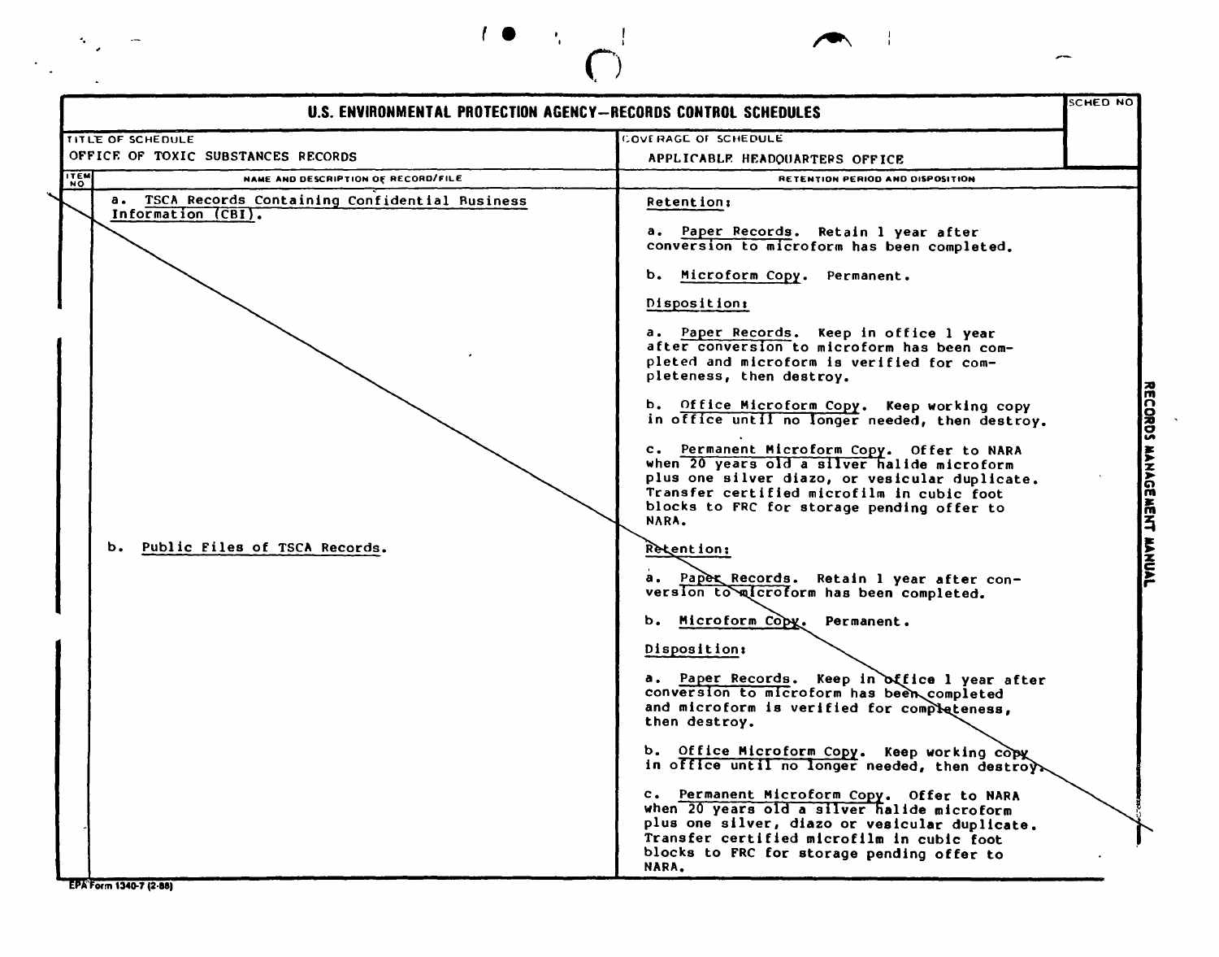# U.S. ENVIRONMENTAL PROTECTION AGENCY—RECORDS CONTROL SCHEDULES

| TITLE OF SCHEDULE | COVERAGE OF SCHEDULE | SCHED NO |
|---|---|---|
| OFFICE OF TOXIC SUBSTANCES RECORDS | APPLICABLE HEADQUARTERS OFFICE | |

| ITEM NO | NAME AND DESCRIPTION OF RECORD/FILE | RETENTION PERIOD AND DISPOSITION |
|---|---|---|
| | a. TSCA Records Containing Confidential Business Information (CBI). | **Retention:**<br><br>a. Paper Records. Retain 1 year after conversion to microform has been completed.<br><br>b. Microform Copy. Permanent.<br><br>**Disposition:**<br><br>a. Paper Records. Keep in office 1 year after conversion to microform has been completed and microform is verified for completeness, then destroy.<br><br>b. Office Microform Copy. Keep working copy in office until no longer needed, then destroy.<br><br>c. Permanent Microform Copy. Offer to NARA when 20 years old a silver halide microform plus one silver diazo, or vesicular duplicate. Transfer certified microfilm in cubic foot blocks to FRC for storage pending offer to NARA. |
| | b. Public Files of TSCA Records. | **Retention:**<br><br>a. Paper Records. Retain 1 year after conversion to microform has been completed.<br><br>b. Microform Copy. Permanent.<br><br>**Disposition:**<br><br>a. Paper Records. Keep in office 1 year after conversion to microform has been completed and microform is verified for completeness, then destroy.<br><br>b. Office Microform Copy. Keep working copy in office until no longer needed, then destroy.<br><br>c. Permanent Microform Copy. Offer to NARA when 20 years old a silver halide microform plus one silver, diazo or vesicular duplicate. Transfer certified microfilm in cubic foot blocks to FRC for storage pending offer to NARA. |

EPA Form 1340-7 (2-88)

RECORDS MANAGEMENT MANUAL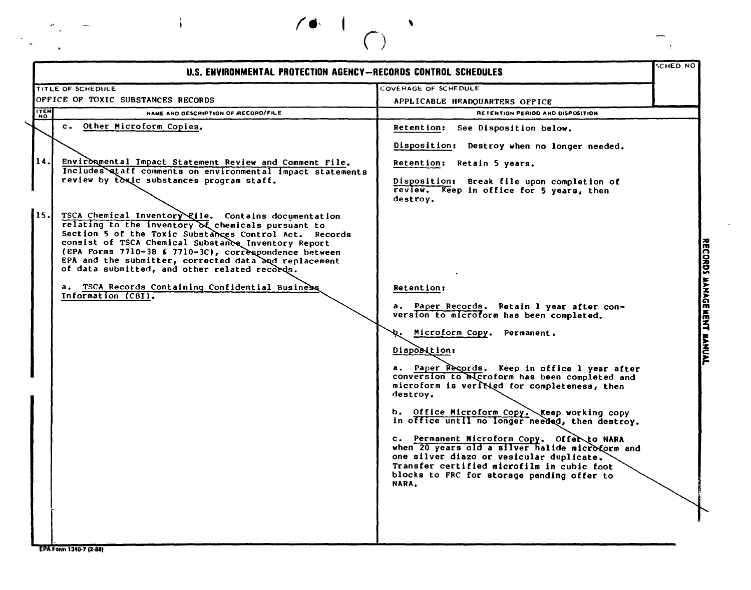# U.S. ENVIRONMENTAL PROTECTION AGENCY—RECORDS CONTROL SCHEDULES

| TITLE OF SCHEDULE | COVERAGE OF SCHEDULE | SCHED NO. |
|---|---|---|
| OFFICE OF TOXIC SUBSTANCES RECORDS | APPLICABLE HEADQUARTERS OFFICE | |

| ITEM NO. | NAME AND DESCRIPTION OF RECORD/FILE | RETENTION PERIOD AND DISPOSITION |
|---|---|---|
| | c. Other Microform Copies. | Retention: See Disposition below.<br><br>Disposition: Destroy when no longer needed. |
| 14. | Environmental Impact Statement Review and Comment File. Includes staff comments on environmental impact statements review by toxic substances program staff. | Retention: Retain 5 years.<br><br>Disposition: Break file upon completion of review. Keep in office for 5 years, then destroy. |
| 15. | TSCA Chemical Inventory File. Contains documentation relating to the inventory of chemicals pursuant to Section 5 of the Toxic Substances Control Act. Records consist of TSCA Chemical Substance Inventory Report (EPA Forms 7710-3B & 7710-3C), correspondence between EPA and the submitter, corrected data and replacement of data submitted, and other related records.<br><br>a. TSCA Records Containing Confidential Business Information (CBI). | Retention:<br><br>a. Paper Records. Retain 1 year after conversion to microform has been completed.<br><br>b. Microform Copy. Permanent.<br><br>Disposition:<br><br>a. Paper Records. Keep in office 1 year after conversion to microform has been completed and microform is verified for completeness, then destroy.<br><br>b. Office Microform Copy. Keep working copy in office until no longer needed, then destroy.<br><br>c. Permanent Microform Copy. Offer to NARA when 20 years old a silver halide microform and one silver diazo or vesicular duplicate. Transfer certified microfilm in cubic foot blocks to FRC for storage pending offer to NARA. |

RECORDS MANAGEMENT MANUAL

EPA Form 1340-7 (2-88)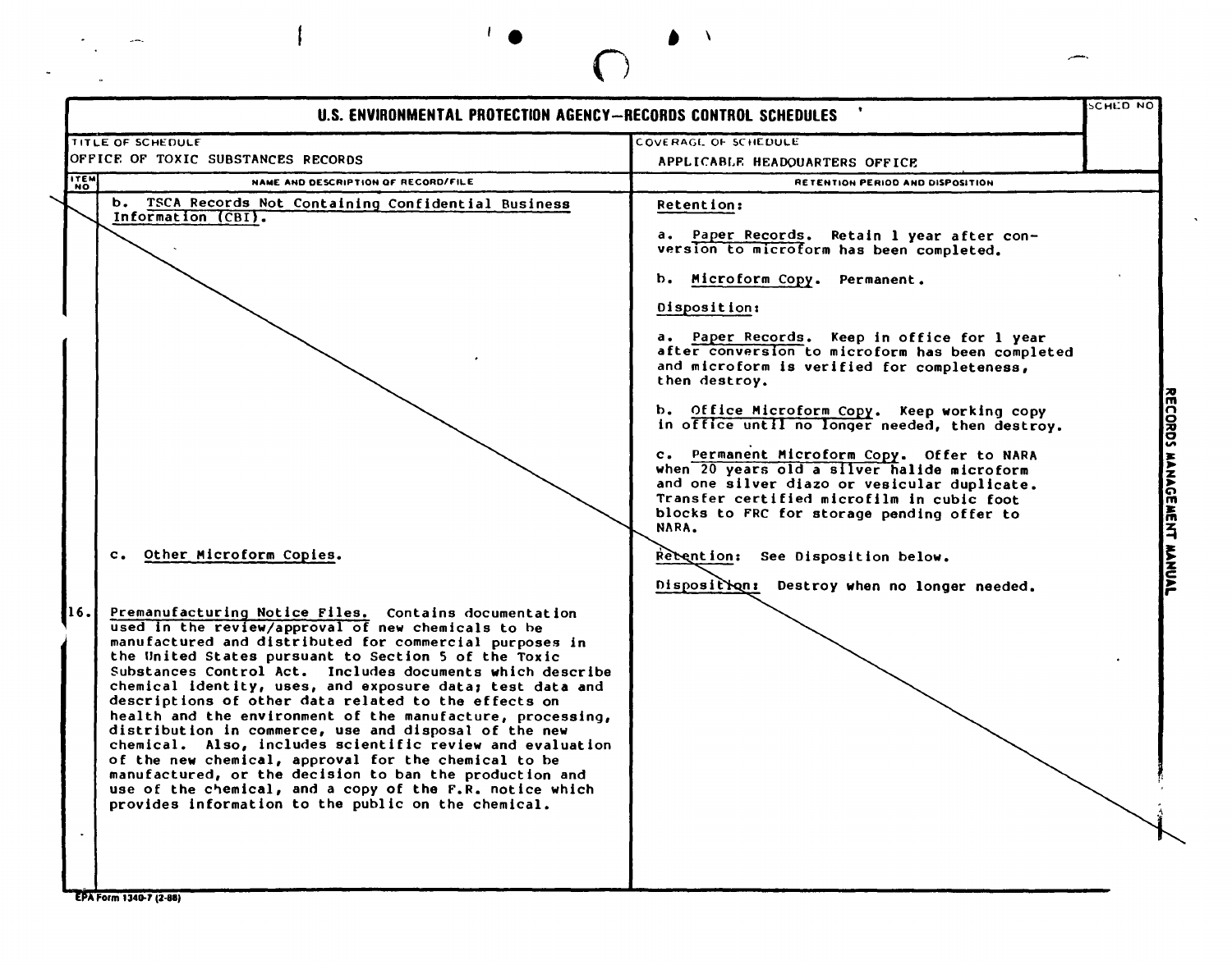# U.S. ENVIRONMENTAL PROTECTION AGENCY—RECORDS CONTROL SCHEDULES

| TITLE OF SCHEDULE | COVERAGE OF SCHEDULE | SCHED NO |
|---|---|---|
| OFFICE OF TOXIC SUBSTANCES RECORDS | APPLICABLE HEADQUARTERS OFFICE | |

| ITEM NO | NAME AND DESCRIPTION OF RECORD/FILE | RETENTION PERIOD AND DISPOSITION |
|---|---|---|
| | b. TSCA Records Not Containing Confidential Business Information (CBI). | Retention:<br><br>a. Paper Records. Retain 1 year after conversion to microform has been completed.<br><br>b. Microform Copy. Permanent.<br><br>Disposition:<br><br>a. Paper Records. Keep in office for 1 year after conversion to microform has been completed and microform is verified for completeness, then destroy.<br><br>b. Office Microform Copy. Keep working copy in office until no longer needed, then destroy.<br><br>c. Permanent Microform Copy. Offer to NARA when 20 years old a silver halide microform and one silver diazo or vesicular duplicate. Transfer certified microfilm in cubic foot blocks to FRC for storage pending offer to NARA. |
| | c. Other Microform Copies. | Retention: See Disposition below.<br><br>Disposition: Destroy when no longer needed. |
| 16. | Premanufacturing Notice Files. Contains documentation used in the review/approval of new chemicals to be manufactured and distributed for commercial purposes in the United States pursuant to Section 5 of the Toxic Substances Control Act. Includes documents which describe chemical identity, uses, and exposure data; test data and descriptions of other data related to the effects on health and the environment of the manufacture, processing, distribution in commerce, use and disposal of the new chemical. Also, includes scientific review and evaluation of the new chemical, approval for the chemical to be manufactured, or the decision to ban the production and use of the chemical, and a copy of the F.R. notice which provides information to the public on the chemical. | |

EPA Form 1340-7 (2-88)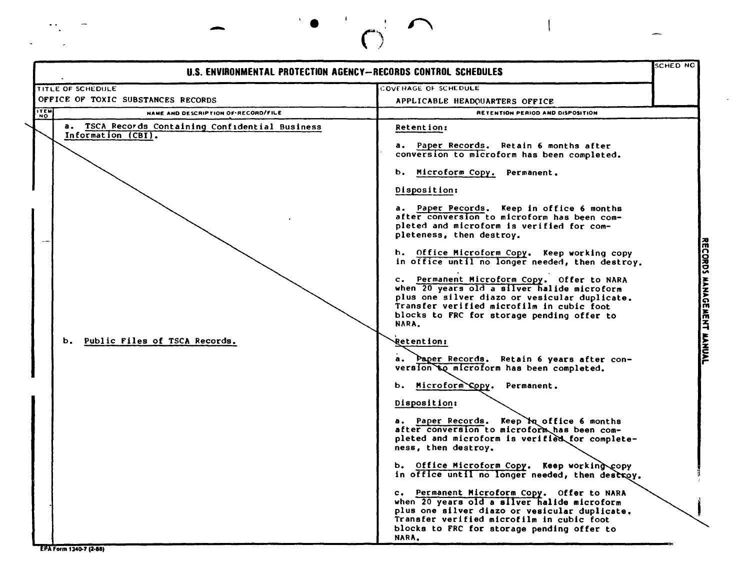**U.S. ENVIRONMENTAL PROTECTION AGENCY—RECORDS CONTROL SCHEDULES**

SCHED NO

| TITLE OF SCHEDULE | COVERAGE OF SCHEDULE |
|---|---|
| OFFICE OF TOXIC SUBSTANCES RECORDS | APPLICABLE HEADQUARTERS OFFICE |

| ITEM NO | NAME AND DESCRIPTION OF RECORD/FILE | RETENTION PERIOD AND DISPOSITION |
|---|---|---|
| | a. TSCA Records Containing Confidential Business Information (CBI). | Retention:<br><br>a. Paper Records. Retain 6 months after conversion to microform has been completed.<br><br>b. Microform Copy. Permanent.<br><br>Disposition:<br><br>a. Paper Records. Keep in office 6 months after conversion to microform has been completed and microform is verified for completeness, then destroy.<br><br>b. Office Microform Copy. Keep working copy in office until no longer needed, then destroy.<br><br>c. Permanent Microform Copy. Offer to NARA when 20 years old a silver halide microform plus one silver diazo or vesicular duplicate. Transfer verified microfilm in cubic foot blocks to FRC for storage pending offer to NARA. |
| | b. Public Files of TSCA Records. | Retention:<br><br>a. Paper Records. Retain 6 years after conversion to microform has been completed.<br><br>b. Microform Copy. Permanent.<br><br>Disposition:<br><br>a. Paper Records. Keep in office 6 months after conversion to microform has been completed and microform is verified for completeness, then destroy.<br><br>b. Office Microform Copy. Keep working copy in office until no longer needed, then destroy.<br><br>c. Permanent Microform Copy. Offer to NARA when 20 years old a silver halide microform plus one silver diazo or vesicular duplicate. Transfer verified microfilm in cubic foot blocks to FRC for storage pending offer to NARA. |

RECORDS MANAGEMENT MANUAL

EPA Form 1340-7 (2-88)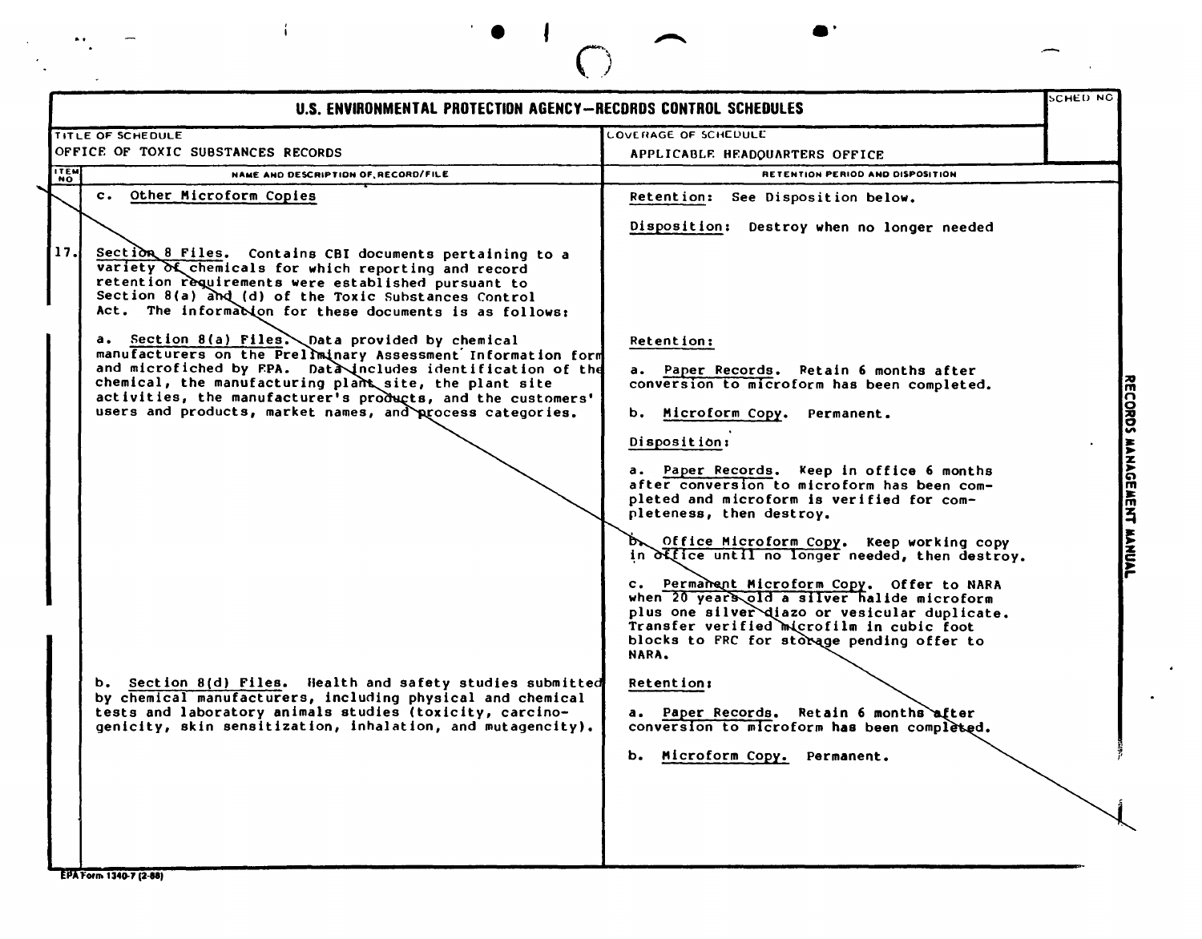# U.S. ENVIRONMENTAL PROTECTION AGENCY—RECORDS CONTROL SCHEDULES

| TITLE OF SCHEDULE | COVERAGE OF SCHEDULE | SCHED NO |
|---|---|---|
| OFFICE OF TOXIC SUBSTANCES RECORDS | APPLICABLE HEADQUARTERS OFFICE | |

| ITEM NO | NAME AND DESCRIPTION OF RECORD/FILE | RETENTION PERIOD AND DISPOSITION |
|---|---|---|
| | c. Other Microform Copies | Retention: See Disposition below.<br><br>Disposition: Destroy when no longer needed |
| 17. | Section 8 Files. Contains CBI documents pertaining to a variety of chemicals for which reporting and record retention requirements were established pursuant to Section 8(a) and (d) of the Toxic Substances Control Act. The information for these documents is as follows: | |
| | a. Section 8(a) Files. Data provided by chemical manufacturers on the Preliminary Assessment Information form and microfiched by EPA. Data includes identification of the chemical, the manufacturing plant site, the plant site activities, the manufacturer's products, and the customers' users and products, market names, and process categories. | Retention:<br><br>a. Paper Records. Retain 6 months after conversion to microform has been completed.<br><br>b. Microform Copy. Permanent.<br><br>Disposition:<br><br>a. Paper Records. Keep in office 6 months after conversion to microform has been completed and microform is verified for completeness, then destroy.<br><br>b. Office Microform Copy. Keep working copy in office until no longer needed, then destroy.<br><br>c. Permanent Microform Copy. Offer to NARA when 20 years old a silver halide microform plus one silver diazo or vesicular duplicate. Transfer verified microfilm in cubic foot blocks to FRC for storage pending offer to NARA. |
| | b. Section 8(d) Files. Health and safety studies submitted by chemical manufacturers, including physical and chemical tests and laboratory animals studies (toxicity, carcinogenicity, skin sensitization, inhalation, and mutagencity). | Retention:<br><br>a. Paper Records. Retain 6 months after conversion to microform has been completed.<br><br>b. Microform Copy. Permanent. |

EPA Form 1340-7 (2-88)

RECORDS MANAGEMENT MANUAL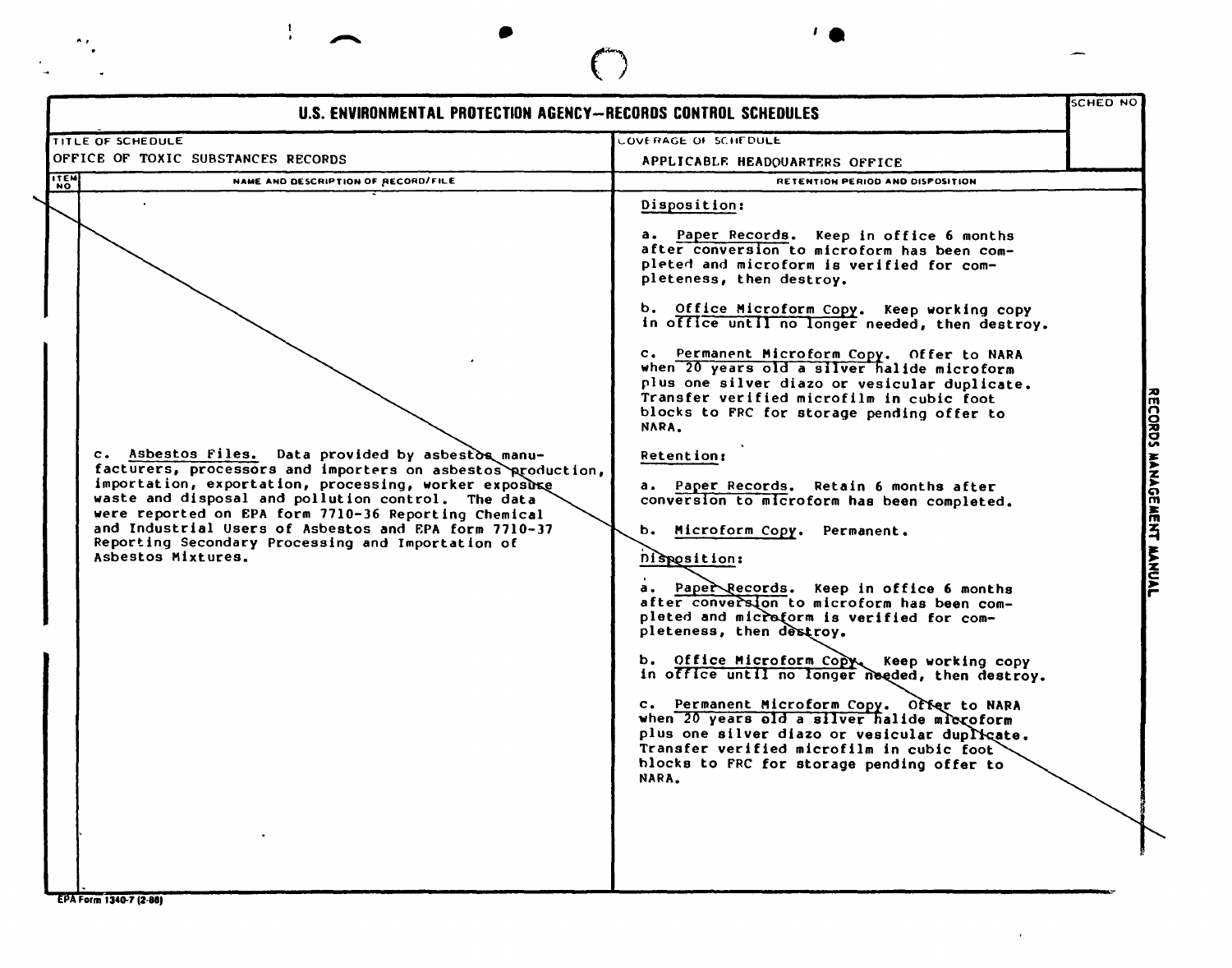# U.S. ENVIRONMENTAL PROTECTION AGENCY—RECORDS CONTROL SCHEDULES

| TITLE OF SCHEDULE | COVERAGE OF SCHEDULE | SCHED NO |
|---|---|---|
| OFFICE OF TOXIC SUBSTANCES RECORDS | APPLICABLE HEADQUARTERS OFFICE | |

| ITEM NO | NAME AND DESCRIPTION OF RECORD/FILE | RETENTION PERIOD AND DISPOSITION |
|---|---|---|
| | | Disposition:<br><br>a. Paper Records. Keep in office 6 months after conversion to microform has been completed and microform is verified for completeness, then destroy.<br><br>b. Office Microform Copy. Keep working copy in office until no longer needed, then destroy.<br><br>c. Permanent Microform Copy. Offer to NARA when 20 years old a silver halide microform plus one silver diazo or vesicular duplicate. Transfer verified microfilm in cubic foot blocks to FRC for storage pending offer to NARA. |
| | c. Asbestos Files. Data provided by asbestos manufacturers, processors and importers on asbestos production, importation, exportation, processing, worker exposure waste and disposal and pollution control. The data were reported on EPA form 7710-36 Reporting Chemical and Industrial Users of Asbestos and EPA form 7710-37 Reporting Secondary Processing and Importation of Asbestos Mixtures. | Retention:<br><br>a. Paper Records. Retain 6 months after conversion to microform has been completed.<br><br>b. Microform Copy. Permanent.<br><br>Disposition:<br><br>a. Paper Records. Keep in office 6 months after conversion to microform has been completed and microform is verified for completeness, then destroy.<br><br>b. Office Microform Copy. Keep working copy in office until no longer needed, then destroy.<br><br>c. Permanent Microform Copy. Offer to NARA when 20 years old a silver halide microform plus one silver diazo or vesicular duplicate. Transfer verified microfilm in cubic foot blocks to FRC for storage pending offer to NARA. |

EPA Form 1340-7 (2-88)

RECORDS MANAGEMENT MANUAL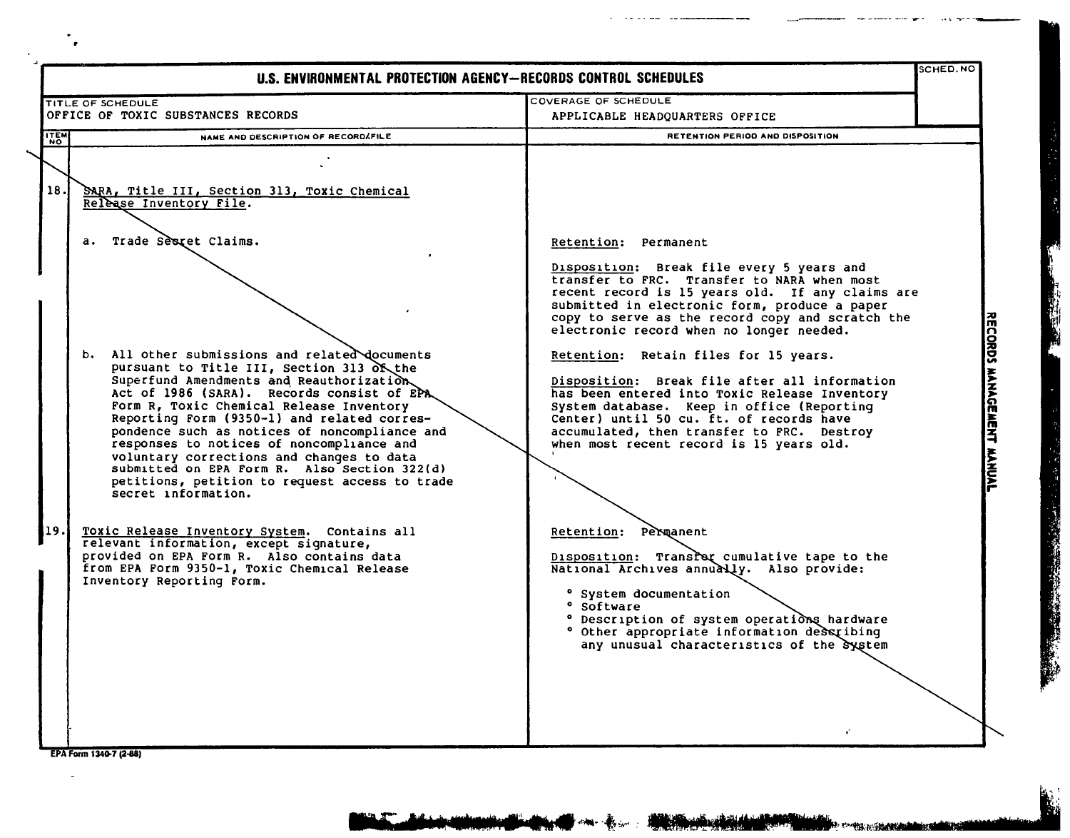# U.S. ENVIRONMENTAL PROTECTION AGENCY—RECORDS CONTROL SCHEDULES

| TITLE OF SCHEDULE | COVERAGE OF SCHEDULE | SCHED. NO |
|---|---|---|
| OFFICE OF TOXIC SUBSTANCES RECORDS | APPLICABLE HEADQUARTERS OFFICE | |

| ITEM NO | NAME AND DESCRIPTION OF RECORD/FILE | RETENTION PERIOD AND DISPOSITION |
|---|---|---|
| 18. | SARA, Title III, Section 313, Toxic Chemical Release Inventory File. | |
| | a. Trade Secret Claims. | Retention: Permanent<br><br>Disposition: Break file every 5 years and transfer to FRC. Transfer to NARA when most recent record is 15 years old. If any claims are submitted in electronic form, produce a paper copy to serve as the record copy and scratch the electronic record when no longer needed. |
| | b. All other submissions and related documents pursuant to Title III, Section 313 of the Superfund Amendments and Reauthorization Act of 1986 (SARA). Records consist of EPA Form R, Toxic Chemical Release Inventory Reporting Form (9350-1) and related correspondence such as notices of noncompliance and responses to notices of noncompliance and voluntary corrections and changes to data submitted on EPA Form R. Also Section 322(d) petitions, petition to request access to trade secret information. | Retention: Retain files for 15 years.<br><br>Disposition: Break file after all information has been entered into Toxic Release Inventory System database. Keep in office (Reporting Center) until 50 cu. ft. of records have accumulated, then transfer to FRC. Destroy when most recent record is 15 years old. |
| 19. | Toxic Release Inventory System. Contains all relevant information, except signature, provided on EPA Form R. Also contains data from EPA Form 9350-1, Toxic Chemical Release Inventory Reporting Form. | Retention: Permanent<br><br>Disposition: Transfer cumulative tape to the National Archives annually. Also provide:<br>° System documentation<br>° Software<br>° Description of system operations hardware<br>° Other appropriate information describing any unusual characteristics of the system |

EPA Form 1340-7 (2-88)

RECORDS MANAGEMENT MANUAL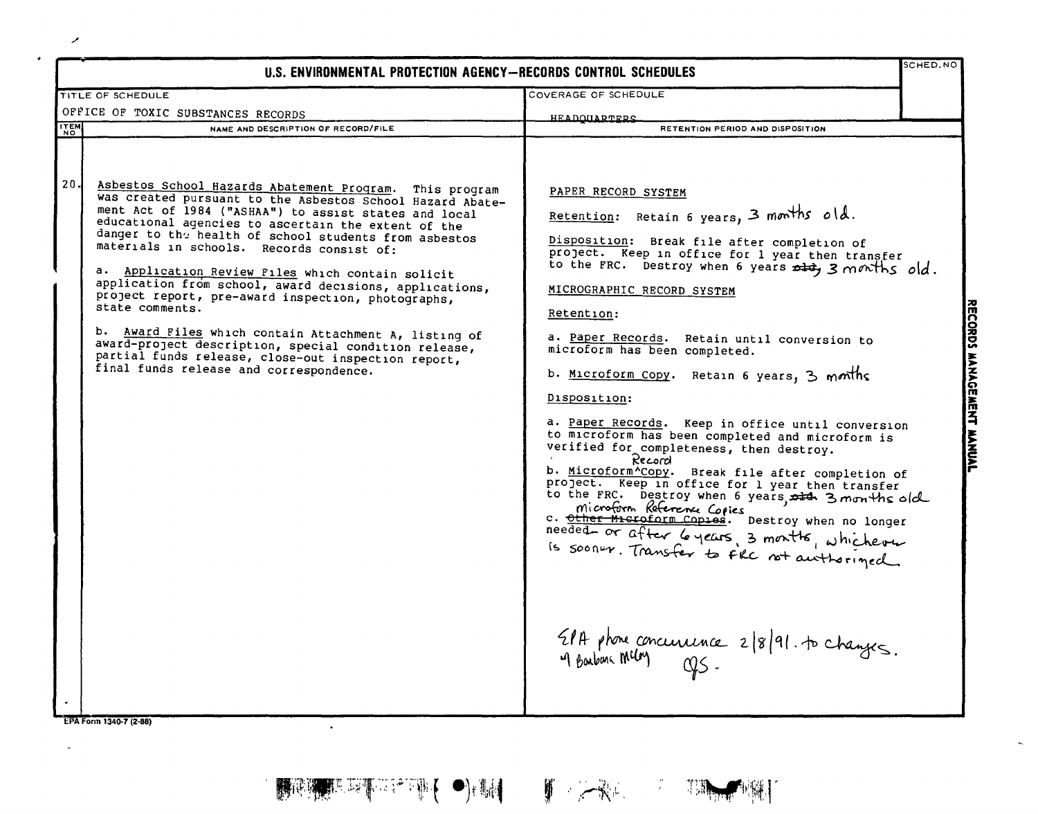# U.S. ENVIRONMENTAL PROTECTION AGENCY—RECORDS CONTROL SCHEDULES

| TITLE OF SCHEDULE | COVERAGE OF SCHEDULE | SCHED. NO |
|---|---|---|
| OFFICE OF TOXIC SUBSTANCES RECORDS | HEADQUARTERS | |

| ITEM NO | NAME AND DESCRIPTION OF RECORD/FILE | RETENTION PERIOD AND DISPOSITION |
|---|---|---|
| 20. | Asbestos School Hazards Abatement Program. This program was created pursuant to the Asbestos School Hazard Abatement Act of 1984 ("ASHAA") to assist states and local educational agencies to ascertain the extent of the danger to the health of school students from asbestos materials in schools. Records consist of:<br><br>a. Application Review Files which contain solicit application from school, award decisions, applications, project report, pre-award inspection, photographs, state comments.<br><br>b. Award Files which contain Attachment A, listing of award-project description, special condition release, partial funds release, close-out inspection report, final funds release and correspondence. | PAPER RECORD SYSTEM<br><br>Retention: Retain 6 years, 3 months old.<br><br>Disposition: Break file after completion of project. Keep in office for 1 year then transfer to the FRC. Destroy when 6 years ~~old~~, 3 months old.<br><br>MICROGRAPHIC RECORD SYSTEM<br><br>Retention:<br><br>a. Paper Records. Retain until conversion to microform has been completed.<br><br>b. Microform Copy. Retain 6 years, 3 months<br><br>Disposition:<br><br>a. Paper Records. Keep in office until conversion to microform has been completed and microform is verified for completeness, then destroy.<br><br>b. Microform Record Copy. Break file after completion of project. Keep in office for 1 year then transfer to the FRC. Destroy when 6 years, ~~old~~ 3 months old<br><br>c. ~~Other Microform Copies~~ Microform Reference Copies. Destroy when no longer needed or after 6 years, 3 months, whichever is sooner. Transfer to FRC not authorized.<br><br>EPA phone concurrence 2/8/91. to changes. of Barbara McCoy QS. |

EPA Form 1340-7 (2-88)

RECORDS MANAGEMENT MANUAL